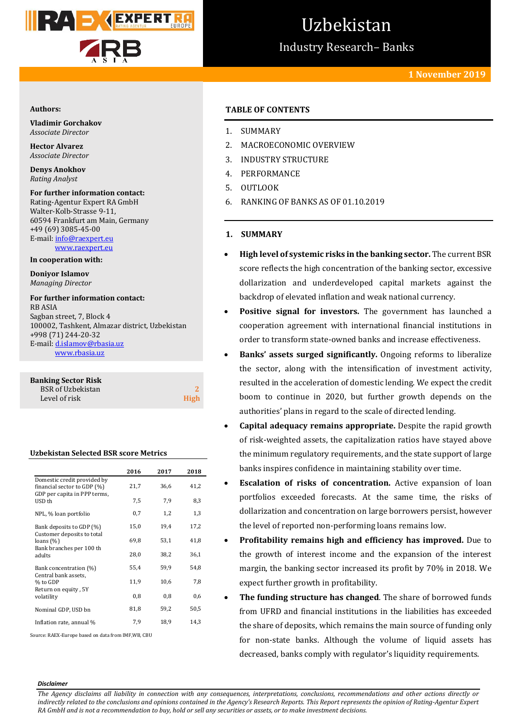# Uzbekistan

## Industry Research– Banks

**1 November 2019**

**Authors:**

**Vladimir Gorchakov**
*Associate Director*

**Hector Alvarez**
*Associate Director*

**Denys Anokhov**
*Rating Analyst*

**For further information contact:**
Rating-Agentur Expert RA GmbH
Walter-Kolb-Strasse 9-11,
60594 Frankfurt am Main, Germany
+49 (69) 3085-45-00
E-mail: info@raexpert.eu
www.raexpert.eu

**In cooperation with:**

**Doniyor Islamov**
*Managing Director*

**For further information contact:**
RB ASIA
Sagban street, 7, Block 4
100002, Tashkent, Almazar district, Uzbekistan
+998 (71) 244-20-32
E-mail: d.islamov@rbasia.uz
www.rbasia.uz

| **Banking Sector Risk** | |
|---|---|
| BSR of Uzbekistan | 2 |
| Level of risk | High |

**Uzbekistan Selected BSR score Metrics**

| | 2016 | 2017 | 2018 |
|---|---|---|---|
| Domestic credit provided by financial sector to GDP (%) | 21,7 | 36,6 | 41,2 |
| GDP per capita in PPP terms, USD th | 7,5 | 7,9 | 8,3 |
| NPL, % loan portfolio | 0,7 | 1,2 | 1,3 |
| Bank deposits to GDP (%) | 15,0 | 19,4 | 17,2 |
| Customer deposits to total loans (%) | 69,8 | 53,1 | 41,8 |
| Bank branches per 100 th adults | 28,0 | 38,2 | 36,1 |
| Bank concentration (%) | 55,4 | 59,9 | 54,8 |
| Central bank assets, % to GDP | 11,9 | 10,6 | 7,8 |
| Return on equity , 5Y volatility | 0,8 | 0,8 | 0,6 |
| Nominal GDP, USD bn | 81,8 | 59,2 | 50,5 |
| Inflation rate, annual % | 7,9 | 18,9 | 14,3 |

Source: RAEX-Europe based on data from IMF,WB, CBU

**TABLE OF CONTENTS**

1. SUMMARY
2. MACROECONOMIC OVERVIEW
3. INDUSTRY STRUCTURE
4. PERFORMANCE
5. OUTLOOK
6. RANKING OF BANKS AS OF 01.10.2019

## 1. SUMMARY

- **High level of systemic risks in the banking sector.** The current BSR score reflects the high concentration of the banking sector, excessive dollarization and underdeveloped capital markets against the backdrop of elevated inflation and weak national currency.
- **Positive signal for investors.** The government has launched a cooperation agreement with international financial institutions in order to transform state-owned banks and increase effectiveness.
- **Banks' assets surged significantly.** Ongoing reforms to liberalize the sector, along with the intensification of investment activity, resulted in the acceleration of domestic lending. We expect the credit boom to continue in 2020, but further growth depends on the authorities' plans in regard to the scale of directed lending.
- **Capital adequacy remains appropriate.** Despite the rapid growth of risk-weighted assets, the capitalization ratios have stayed above the minimum regulatory requirements, and the state support of large banks inspires confidence in maintaining stability over time.
- **Escalation of risks of concentration.** Active expansion of loan portfolios exceeded forecasts. At the same time, the risks of dollarization and concentration on large borrowers persist, however the level of reported non-performing loans remains low.
- **Profitability remains high and efficiency has improved.** Due to the growth of interest income and the expansion of the interest margin, the banking sector increased its profit by 70% in 2018. We expect further growth in profitability.
- **The funding structure has changed**. The share of borrowed funds from UFRD and financial institutions in the liabilities has exceeded the share of deposits, which remains the main source of funding only for non-state banks. Although the volume of liquid assets has decreased, banks comply with regulator's liquidity requirements.

***Disclaimer***

*The Agency disclaims all liability in connection with any consequences, interpretations, conclusions, recommendations and other actions directly or indirectly related to the conclusions and opinions contained in the Agency's Research Reports. This Report represents the opinion of Rating-Agentur Expert RA GmbH and is not a recommendation to buy, hold or sell any securities or assets, or to make investment decisions.*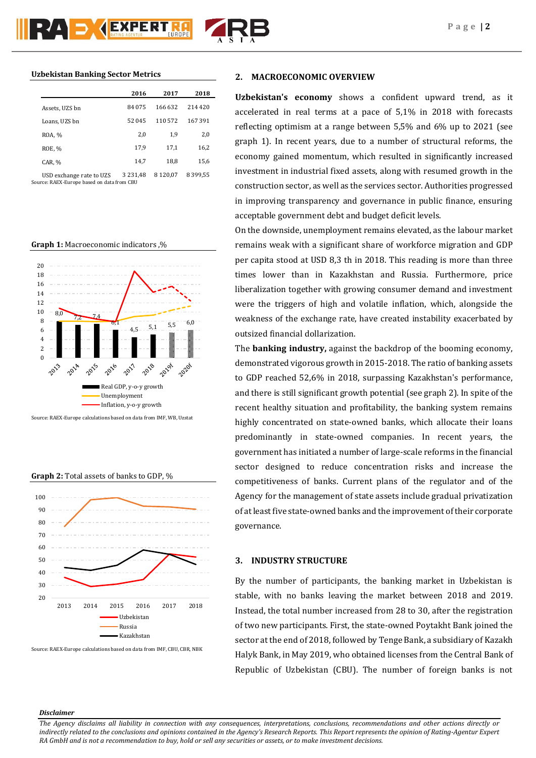**Uzbekistan Banking Sector Metrics**

| | 2016 | 2017 | 2018 |
|---|---|---|---|
| Assets, UZS bn | 84 075 | 166 632 | 214 420 |
| Loans, UZS bn | 52 045 | 110 572 | 167 391 |
| ROA, % | 2,0 | 1,9 | 2,0 |
| ROE, % | 17,9 | 17,1 | 16,2 |
| CAR, % | 14,7 | 18,8 | 15,6 |
| USD exchange rate to UZS | 3 231,48 | 8 120,07 | 8 399,55 |

Source: RAEX-Europe based on data from CBU

**Graph 1:** Macroeconomic indicators ,%

Source: RAEX-Europe calculations based on data from IMF, WB, Uzstat

**Graph 2:** Total assets of banks to GDP, %

Source: RAEX-Europe calculations based on data from IMF, CBU, CBR, NBK

## 2. MACROECONOMIC OVERVIEW

**Uzbekistan's economy** shows a confident upward trend, as it accelerated in real terms at a pace of 5,1% in 2018 with forecasts reflecting optimism at a range between 5,5% and 6% up to 2021 (see graph 1). In recent years, due to a number of structural reforms, the economy gained momentum, which resulted in significantly increased investment in industrial fixed assets, along with resumed growth in the construction sector, as well as the services sector. Authorities progressed in improving transparency and governance in public finance, ensuring acceptable government debt and budget deficit levels.

On the downside, unemployment remains elevated, as the labour market remains weak with a significant share of workforce migration and GDP per capita stood at USD 8,3 th in 2018. This reading is more than three times lower than in Kazakhstan and Russia. Furthermore, price liberalization together with growing consumer demand and investment were the triggers of high and volatile inflation, which, alongside the weakness of the exchange rate, have created instability exacerbated by outsized financial dollarization.

The **banking industry,** against the backdrop of the booming economy, demonstrated vigorous growth in 2015-2018. The ratio of banking assets to GDP reached 52,6% in 2018, surpassing Kazakhstan's performance, and there is still significant growth potential (see graph 2). In spite of the recent healthy situation and profitability, the banking system remains highly concentrated on state-owned banks, which allocate their loans predominantly in state-owned companies. In recent years, the government has initiated a number of large-scale reforms in the financial sector designed to reduce concentration risks and increase the competitiveness of banks. Current plans of the regulator and of the Agency for the management of state assets include gradual privatization of at least five state-owned banks and the improvement of their corporate governance.

## 3. INDUSTRY STRUCTURE

By the number of participants, the banking market in Uzbekistan is stable, with no banks leaving the market between 2018 and 2019. Instead, the total number increased from 28 to 30, after the registration of two new participants. First, the state-owned Poytakht Bank joined the sector at the end of 2018, followed by Tenge Bank, a subsidiary of Kazakh Halyk Bank, in May 2019, who obtained licenses from the Central Bank of Republic of Uzbekistan (CBU). The number of foreign banks is not

*Disclaimer*

*The Agency disclaims all liability in connection with any consequences, interpretations, conclusions, recommendations and other actions directly or indirectly related to the conclusions and opinions contained in the Agency's Research Reports. This Report represents the opinion of Rating-Agentur Expert RA GmbH and is not a recommendation to buy, hold or sell any securities or assets, or to make investment decisions.*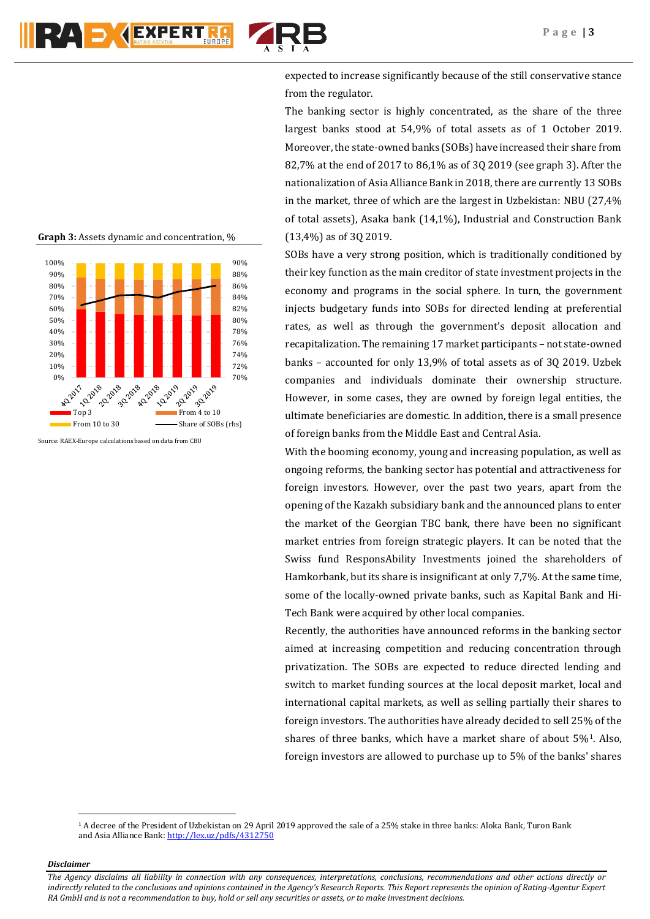expected to increase significantly because of the still conservative stance from the regulator.

The banking sector is highly concentrated, as the share of the three largest banks stood at 54,9% of total assets as of 1 October 2019. Moreover, the state-owned banks (SOBs) have increased their share from 82,7% at the end of 2017 to 86,1% as of 3Q 2019 (see graph 3). After the nationalization of Asia Alliance Bank in 2018, there are currently 13 SOBs in the market, three of which are the largest in Uzbekistan: NBU (27,4% of total assets), Asaka bank (14,1%), Industrial and Construction Bank (13,4%) as of 3Q 2019.

**Graph 3:** Assets dynamic and concentration, %

Source: RAEX-Europe calculations based on data from CBU

SOBs have a very strong position, which is traditionally conditioned by their key function as the main creditor of state investment projects in the economy and programs in the social sphere. In turn, the government injects budgetary funds into SOBs for directed lending at preferential rates, as well as through the government's deposit allocation and recapitalization. The remaining 17 market participants – not state-owned banks – accounted for only 13,9% of total assets as of 3Q 2019. Uzbek companies and individuals dominate their ownership structure. However, in some cases, they are owned by foreign legal entities, the ultimate beneficiaries are domestic. In addition, there is a small presence of foreign banks from the Middle East and Central Asia.

With the booming economy, young and increasing population, as well as ongoing reforms, the banking sector has potential and attractiveness for foreign investors. However, over the past two years, apart from the opening of the Kazakh subsidiary bank and the announced plans to enter the market of the Georgian TBC bank, there have been no significant market entries from foreign strategic players. It can be noted that the Swiss fund ResponsAbility Investments joined the shareholders of Hamkorbank, but its share is insignificant at only 7,7%. At the same time, some of the locally-owned private banks, such as Kapital Bank and Hi-Tech Bank were acquired by other local companies.

Recently, the authorities have announced reforms in the banking sector aimed at increasing competition and reducing concentration through privatization. The SOBs are expected to reduce directed lending and switch to market funding sources at the local deposit market, local and international capital markets, as well as selling partially their shares to foreign investors. The authorities have already decided to sell 25% of the shares of three banks, which have a market share of about 5%[1]. Also, foreign investors are allowed to purchase up to 5% of the banks' shares

[1] A decree of the President of Uzbekistan on 29 April 2019 approved the sale of a 25% stake in three banks: Aloka Bank, Turon Bank and Asia Alliance Bank: http://lex.uz/pdfs/4312750

***Disclaimer***

*The Agency disclaims all liability in connection with any consequences, interpretations, conclusions, recommendations and other actions directly or indirectly related to the conclusions and opinions contained in the Agency's Research Reports. This Report represents the opinion of Rating-Agentur Expert RA GmbH and is not a recommendation to buy, hold or sell any securities or assets, or to make investment decisions.*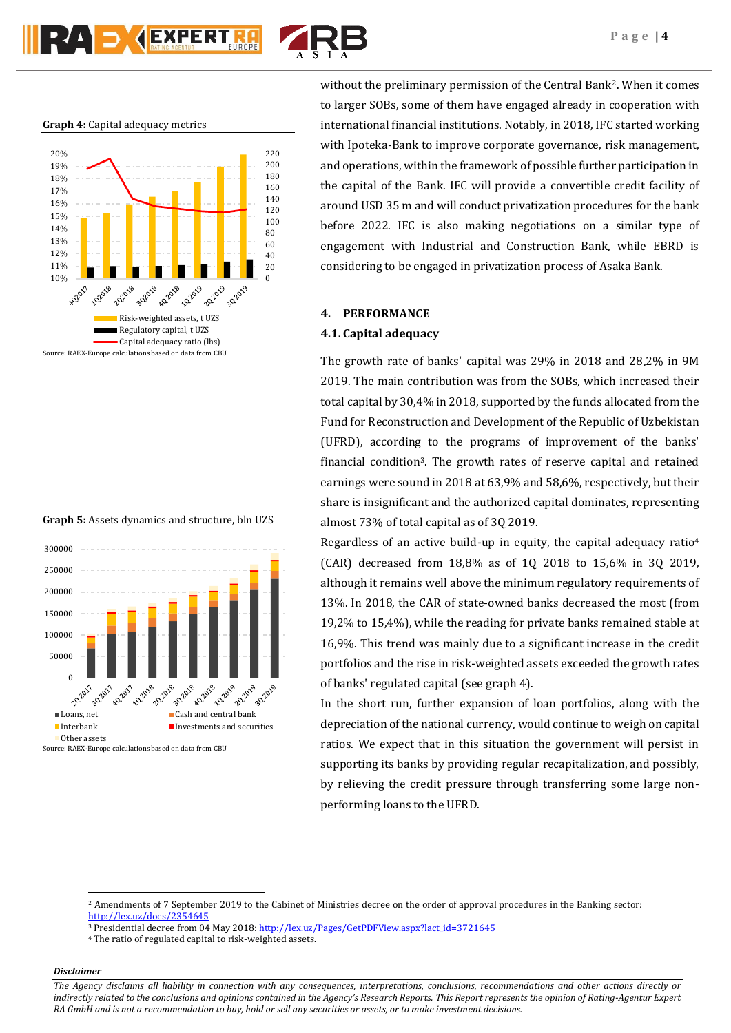**Graph 4:** Capital adequacy metrics

Source: RAEX-Europe calculations based on data from CBU

**Graph 5:** Assets dynamics and structure, bln UZS

Source: RAEX-Europe calculations based on data from CBU

without the preliminary permission of the Central Bank[2]. When it comes to larger SOBs, some of them have engaged already in cooperation with international financial institutions. Notably, in 2018, IFC started working with Ipoteka-Bank to improve corporate governance, risk management, and operations, within the framework of possible further participation in the capital of the Bank. IFC will provide a convertible credit facility of around USD 35 m and will conduct privatization procedures for the bank before 2022. IFC is also making negotiations on a similar type of engagement with Industrial and Construction Bank, while EBRD is considering to be engaged in privatization process of Asaka Bank.

## 4. PERFORMANCE

### 4.1. Capital adequacy

The growth rate of banks' capital was 29% in 2018 and 28,2% in 9M 2019. The main contribution was from the SOBs, which increased their total capital by 30,4% in 2018, supported by the funds allocated from the Fund for Reconstruction and Development of the Republic of Uzbekistan (UFRD), according to the programs of improvement of the banks' financial condition[3]. The growth rates of reserve capital and retained earnings were sound in 2018 at 63,9% and 58,6%, respectively, but their share is insignificant and the authorized capital dominates, representing almost 73% of total capital as of 3Q 2019.

Regardless of an active build-up in equity, the capital adequacy ratio[4] (CAR) decreased from 18,8% as of 1Q 2018 to 15,6% in 3Q 2019, although it remains well above the minimum regulatory requirements of 13%. In 2018, the CAR of state-owned banks decreased the most (from 19,2% to 15,4%), while the reading for private banks remained stable at 16,9%. This trend was mainly due to a significant increase in the credit portfolios and the rise in risk-weighted assets exceeded the growth rates of banks' regulated capital (see graph 4).

In the short run, further expansion of loan portfolios, along with the depreciation of the national currency, would continue to weigh on capital ratios. We expect that in this situation the government will persist in supporting its banks by providing regular recapitalization, and possibly, by relieving the credit pressure through transferring some large non-performing loans to the UFRD.

---

[2] Amendments of 7 September 2019 to the Cabinet of Ministries decree on the order of approval procedures in the Banking sector: http://lex.uz/docs/2354645

[3] Presidential decree from 04 May 2018: http://lex.uz/Pages/GetPDFView.aspx?lact_id=3721645

[4] The ratio of regulated capital to risk-weighted assets.

*Disclaimer*

*The Agency disclaims all liability in connection with any consequences, interpretations, conclusions, recommendations and other actions directly or indirectly related to the conclusions and opinions contained in the Agency's Research Reports. This Report represents the opinion of Rating-Agentur Expert RA GmbH and is not a recommendation to buy, hold or sell any securities or assets, or to make investment decisions.*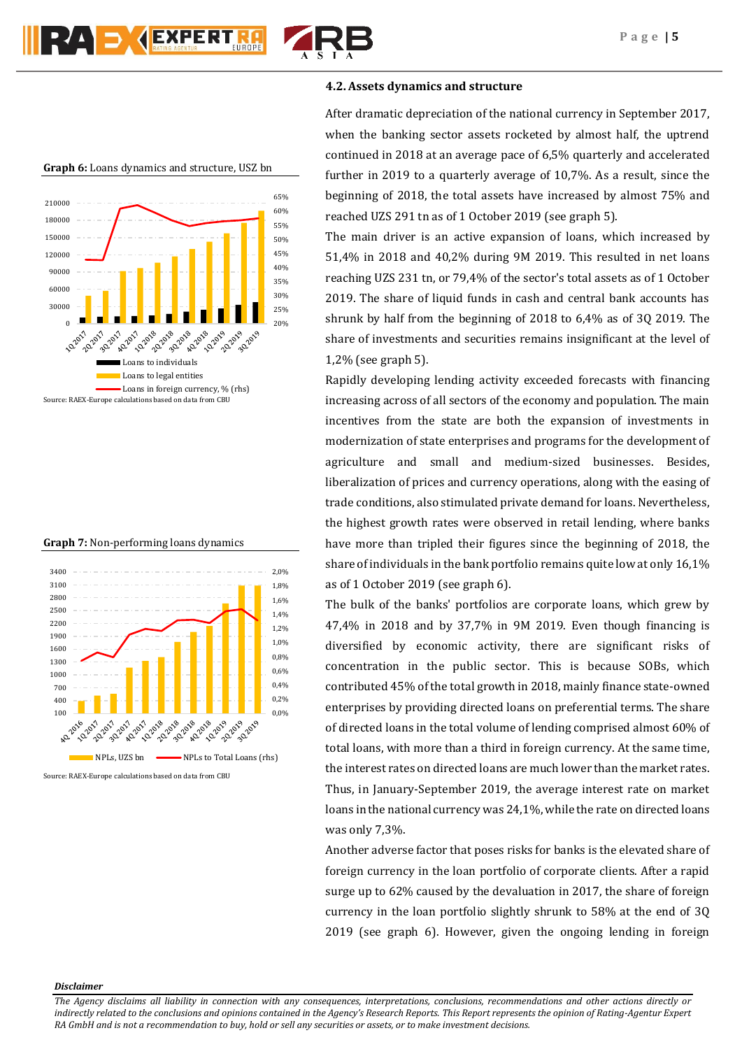## 4.2. Assets dynamics and structure

After dramatic depreciation of the national currency in September 2017, when the banking sector assets rocketed by almost half, the uptrend continued in 2018 at an average pace of 6,5% quarterly and accelerated further in 2019 to a quarterly average of 10,7%. As a result, since the beginning of 2018, the total assets have increased by almost 75% and reached UZS 291 tn as of 1 October 2019 (see graph 5).

The main driver is an active expansion of loans, which increased by 51,4% in 2018 and 40,2% during 9M 2019. This resulted in net loans reaching UZS 231 tn, or 79,4% of the sector's total assets as of 1 October 2019. The share of liquid funds in cash and central bank accounts has shrunk by half from the beginning of 2018 to 6,4% as of 3Q 2019. The share of investments and securities remains insignificant at the level of 1,2% (see graph 5).

Rapidly developing lending activity exceeded forecasts with financing increasing across of all sectors of the economy and population. The main incentives from the state are both the expansion of investments in modernization of state enterprises and programs for the development of agriculture and small and medium-sized businesses. Besides, liberalization of prices and currency operations, along with the easing of trade conditions, also stimulated private demand for loans. Nevertheless, the highest growth rates were observed in retail lending, where banks have more than tripled their figures since the beginning of 2018, the share of individuals in the bank portfolio remains quite low at only 16,1% as of 1 October 2019 (see graph 6).

The bulk of the banks' portfolios are corporate loans, which grew by 47,4% in 2018 and by 37,7% in 9M 2019. Even though financing is diversified by economic activity, there are significant risks of concentration in the public sector. This is because SOBs, which contributed 45% of the total growth in 2018, mainly finance state-owned enterprises by providing directed loans on preferential terms. The share of directed loans in the total volume of lending comprised almost 60% of total loans, with more than a third in foreign currency. At the same time, the interest rates on directed loans are much lower than the market rates. Thus, in January-September 2019, the average interest rate on market loans in the national currency was 24,1%, while the rate on directed loans was only 7,3%.

Another adverse factor that poses risks for banks is the elevated share of foreign currency in the loan portfolio of corporate clients. After a rapid surge up to 62% caused by the devaluation in 2017, the share of foreign currency in the loan portfolio slightly shrunk to 58% at the end of 3Q 2019 (see graph 6). However, given the ongoing lending in foreign

**Graph 6:** Loans dynamics and structure, USZ bn

Legend: Loans to individuals; Loans to legal entities; Loans in foreign currency, % (rhs)

Source: RAEX-Europe calculations based on data from CBU

**Graph 7:** Non-performing loans dynamics

Legend: NPLs, UZS bn; NPLs to Total Loans (rhs)

Source: RAEX-Europe calculations based on data from CBU

*Disclaimer*

*The Agency disclaims all liability in connection with any consequences, interpretations, conclusions, recommendations and other actions directly or indirectly related to the conclusions and opinions contained in the Agency's Research Reports. This Report represents the opinion of Rating-Agentur Expert RA GmbH and is not a recommendation to buy, hold or sell any securities or assets, or to make investment decisions.*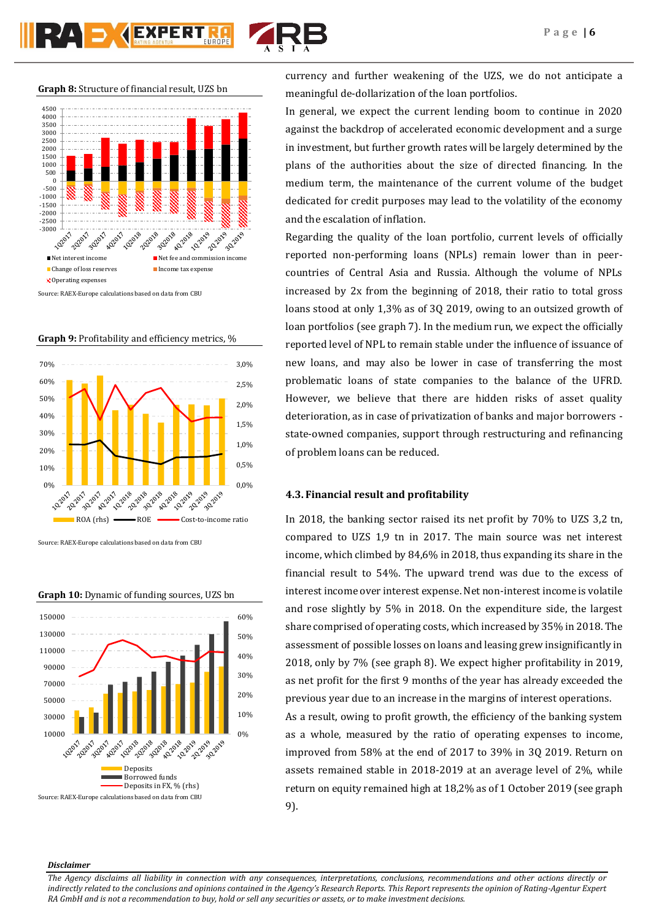**Graph 8:** Structure of financial result, UZS bn

Source: RAEX-Europe calculations based on data from CBU

**Graph 9:** Profitability and efficiency metrics, %

Source: RAEX-Europe calculations based on data from CBU

**Graph 10:** Dynamic of funding sources, UZS bn

Source: RAEX-Europe calculations based on data from CBU

currency and further weakening of the UZS, we do not anticipate a meaningful de-dollarization of the loan portfolios.

In general, we expect the current lending boom to continue in 2020 against the backdrop of accelerated economic development and a surge in investment, but further growth rates will be largely determined by the plans of the authorities about the size of directed financing. In the medium term, the maintenance of the current volume of the budget dedicated for credit purposes may lead to the volatility of the economy and the escalation of inflation.

Regarding the quality of the loan portfolio, current levels of officially reported non-performing loans (NPLs) remain lower than in peer-countries of Central Asia and Russia. Although the volume of NPLs increased by 2x from the beginning of 2018, their ratio to total gross loans stood at only 1,3% as of 3Q 2019, owing to an outsized growth of loan portfolios (see graph 7). In the medium run, we expect the officially reported level of NPL to remain stable under the influence of issuance of new loans, and may also be lower in case of transferring the most problematic loans of state companies to the balance of the UFRD. However, we believe that there are hidden risks of asset quality deterioration, as in case of privatization of banks and major borrowers - state-owned companies, support through restructuring and refinancing of problem loans can be reduced.

### 4.3. Financial result and profitability

In 2018, the banking sector raised its net profit by 70% to UZS 3,2 tn, compared to UZS 1,9 tn in 2017. The main source was net interest income, which climbed by 84,6% in 2018, thus expanding its share in the financial result to 54%. The upward trend was due to the excess of interest income over interest expense. Net non-interest income is volatile and rose slightly by 5% in 2018. On the expenditure side, the largest share comprised of operating costs, which increased by 35% in 2018. The assessment of possible losses on loans and leasing grew insignificantly in 2018, only by 7% (see graph 8). We expect higher profitability in 2019, as net profit for the first 9 months of the year has already exceeded the previous year due to an increase in the margins of interest operations.

As a result, owing to profit growth, the efficiency of the banking system as a whole, measured by the ratio of operating expenses to income, improved from 58% at the end of 2017 to 39% in 3Q 2019. Return on assets remained stable in 2018-2019 at an average level of 2%, while return on equity remained high at 18,2% as of 1 October 2019 (see graph 9).

***Disclaimer***

*The Agency disclaims all liability in connection with any consequences, interpretations, conclusions, recommendations and other actions directly or indirectly related to the conclusions and opinions contained in the Agency's Research Reports. This Report represents the opinion of Rating-Agentur Expert RA GmbH and is not a recommendation to buy, hold or sell any securities or assets, or to make investment decisions.*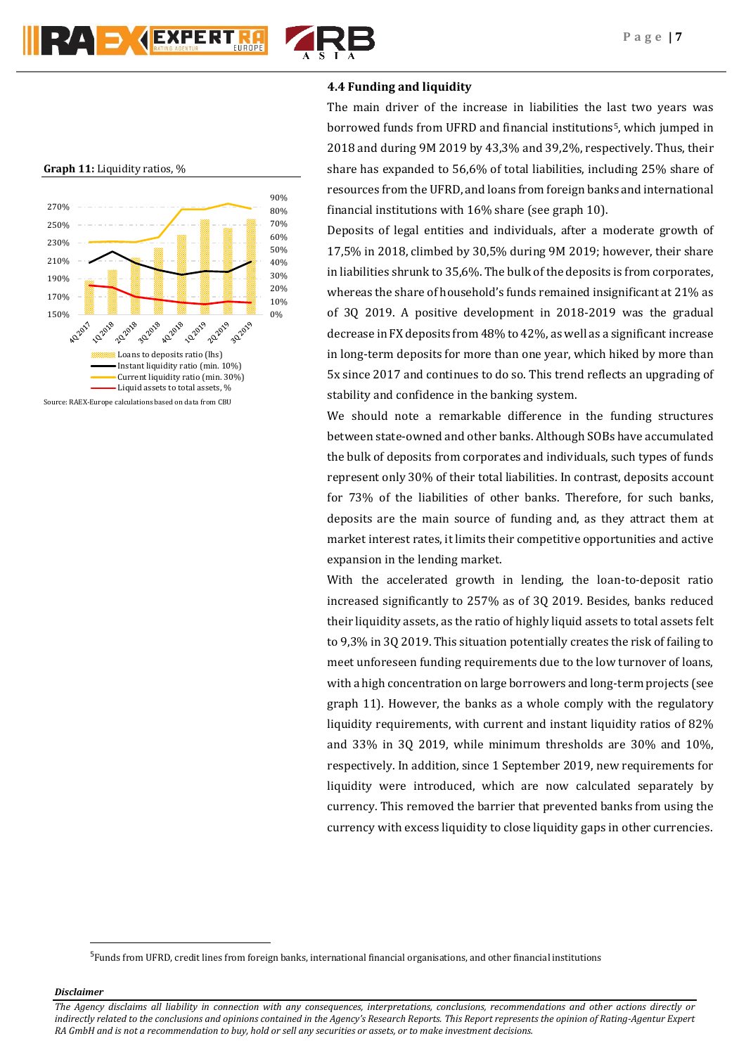**Graph 11:** Liquidity ratios, %

Source: RAEX-Europe calculations based on data from CBU

### 4.4 Funding and liquidity

The main driver of the increase in liabilities the last two years was borrowed funds from UFRD and financial institutions[5], which jumped in 2018 and during 9M 2019 by 43,3% and 39,2%, respectively. Thus, their share has expanded to 56,6% of total liabilities, including 25% share of resources from the UFRD, and loans from foreign banks and international financial institutions with 16% share (see graph 10).

Deposits of legal entities and individuals, after a moderate growth of 17,5% in 2018, climbed by 30,5% during 9M 2019; however, their share in liabilities shrunk to 35,6%. The bulk of the deposits is from corporates, whereas the share of household's funds remained insignificant at 21% as of 3Q 2019. A positive development in 2018-2019 was the gradual decrease in FX deposits from 48% to 42%, as well as a significant increase in long-term deposits for more than one year, which hiked by more than 5x since 2017 and continues to do so. This trend reflects an upgrading of stability and confidence in the banking system.

We should note a remarkable difference in the funding structures between state-owned and other banks. Although SOBs have accumulated the bulk of deposits from corporates and individuals, such types of funds represent only 30% of their total liabilities. In contrast, deposits account for 73% of the liabilities of other banks. Therefore, for such banks, deposits are the main source of funding and, as they attract them at market interest rates, it limits their competitive opportunities and active expansion in the lending market.

With the accelerated growth in lending, the loan-to-deposit ratio increased significantly to 257% as of 3Q 2019. Besides, banks reduced their liquidity assets, as the ratio of highly liquid assets to total assets felt to 9,3% in 3Q 2019. This situation potentially creates the risk of failing to meet unforeseen funding requirements due to the low turnover of loans, with a high concentration on large borrowers and long-term projects (see graph 11). However, the banks as a whole comply with the regulatory liquidity requirements, with current and instant liquidity ratios of 82% and 33% in 3Q 2019, while minimum thresholds are 30% and 10%, respectively. In addition, since 1 September 2019, new requirements for liquidity were introduced, which are now calculated separately by currency. This removed the barrier that prevented banks from using the currency with excess liquidity to close liquidity gaps in other currencies.

[5] Funds from UFRD, credit lines from foreign banks, international financial organisations, and other financial institutions

***Disclaimer***

*The Agency disclaims all liability in connection with any consequences, interpretations, conclusions, recommendations and other actions directly or indirectly related to the conclusions and opinions contained in the Agency's Research Reports. This Report represents the opinion of Rating-Agentur Expert RA GmbH and is not a recommendation to buy, hold or sell any securities or assets, or to make investment decisions.*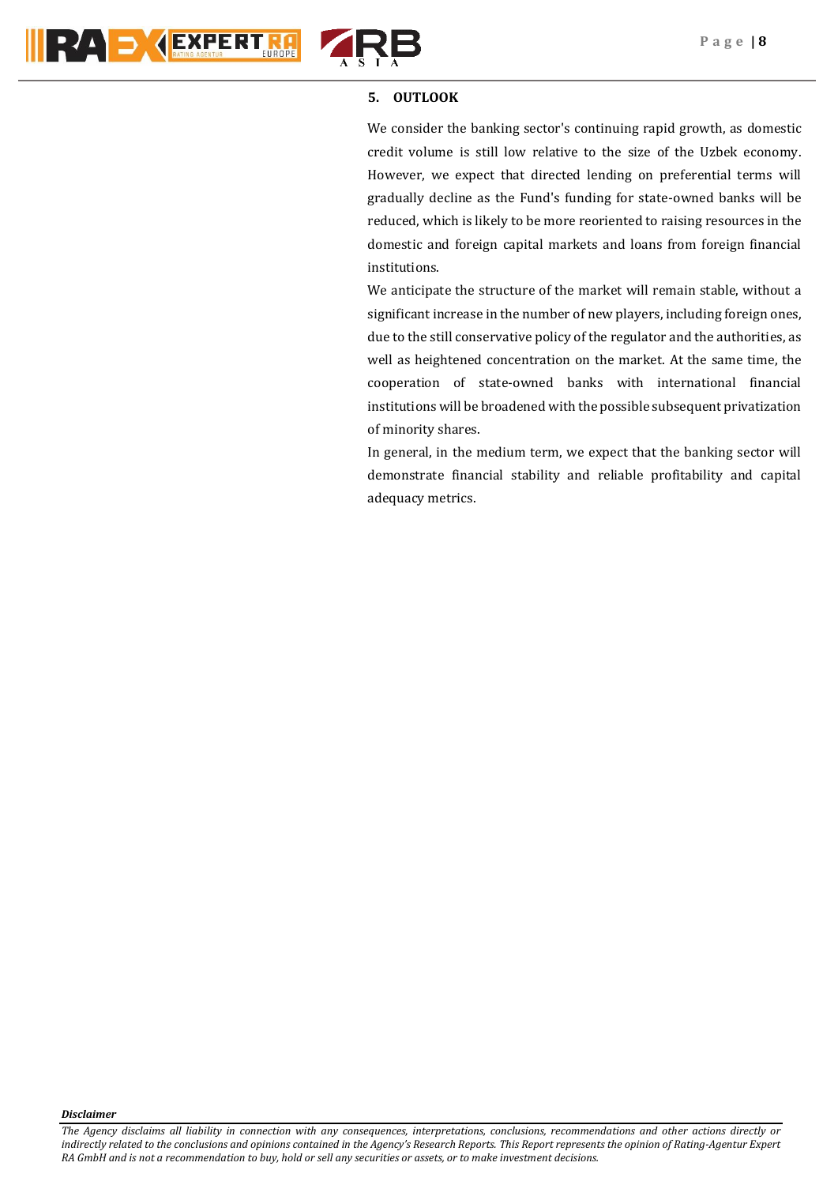## 5. OUTLOOK

We consider the banking sector's continuing rapid growth, as domestic credit volume is still low relative to the size of the Uzbek economy. However, we expect that directed lending on preferential terms will gradually decline as the Fund's funding for state-owned banks will be reduced, which is likely to be more reoriented to raising resources in the domestic and foreign capital markets and loans from foreign financial institutions.

We anticipate the structure of the market will remain stable, without a significant increase in the number of new players, including foreign ones, due to the still conservative policy of the regulator and the authorities, as well as heightened concentration on the market. At the same time, the cooperation of state-owned banks with international financial institutions will be broadened with the possible subsequent privatization of minority shares.

In general, in the medium term, we expect that the banking sector will demonstrate financial stability and reliable profitability and capital adequacy metrics.

***Disclaimer***

*The Agency disclaims all liability in connection with any consequences, interpretations, conclusions, recommendations and other actions directly or indirectly related to the conclusions and opinions contained in the Agency's Research Reports. This Report represents the opinion of Rating-Agentur Expert RA GmbH and is not a recommendation to buy, hold or sell any securities or assets, or to make investment decisions.*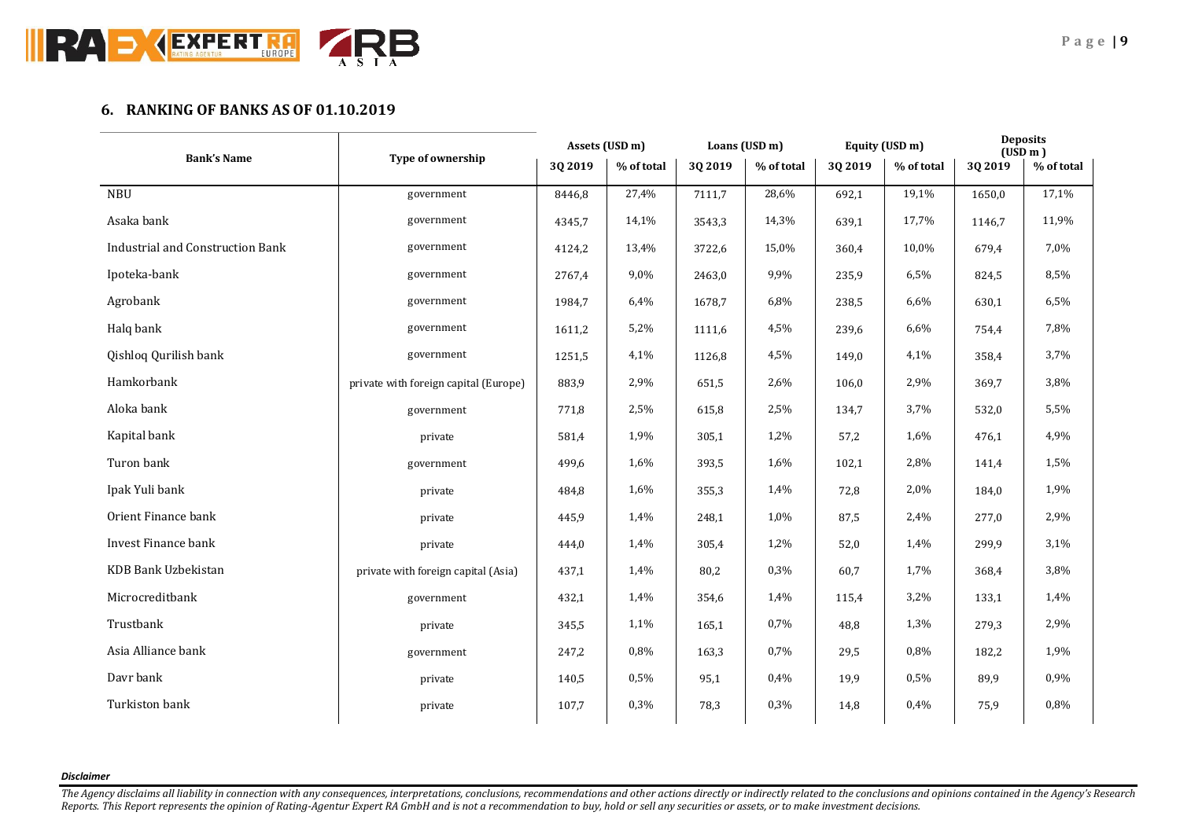## 6. RANKING OF BANKS AS OF 01.10.2019

| Bank's Name | Type of ownership | Assets (USD m) | | Loans (USD m) | | Equity (USD m) | | Deposits (USD m ) | |
|---|---|---|---|---|---|---|---|---|---|
| | | 3Q 2019 | % of total | 3Q 2019 | % of total | 3Q 2019 | % of total | 3Q 2019 | % of total |
| NBU | government | 8446,8 | 27,4% | 7111,7 | 28,6% | 692,1 | 19,1% | 1650,0 | 17,1% |
| Asaka bank | government | 4345,7 | 14,1% | 3543,3 | 14,3% | 639,1 | 17,7% | 1146,7 | 11,9% |
| Industrial and Construction Bank | government | 4124,2 | 13,4% | 3722,6 | 15,0% | 360,4 | 10,0% | 679,4 | 7,0% |
| Ipoteka-bank | government | 2767,4 | 9,0% | 2463,0 | 9,9% | 235,9 | 6,5% | 824,5 | 8,5% |
| Agrobank | government | 1984,7 | 6,4% | 1678,7 | 6,8% | 238,5 | 6,6% | 630,1 | 6,5% |
| Halq bank | government | 1611,2 | 5,2% | 1111,6 | 4,5% | 239,6 | 6,6% | 754,4 | 7,8% |
| Qishloq Qurilish bank | government | 1251,5 | 4,1% | 1126,8 | 4,5% | 149,0 | 4,1% | 358,4 | 3,7% |
| Hamkorbank | private with foreign capital (Europe) | 883,9 | 2,9% | 651,5 | 2,6% | 106,0 | 2,9% | 369,7 | 3,8% |
| Aloka bank | government | 771,8 | 2,5% | 615,8 | 2,5% | 134,7 | 3,7% | 532,0 | 5,5% |
| Kapital bank | private | 581,4 | 1,9% | 305,1 | 1,2% | 57,2 | 1,6% | 476,1 | 4,9% |
| Turon bank | government | 499,6 | 1,6% | 393,5 | 1,6% | 102,1 | 2,8% | 141,4 | 1,5% |
| Ipak Yuli bank | private | 484,8 | 1,6% | 355,3 | 1,4% | 72,8 | 2,0% | 184,0 | 1,9% |
| Orient Finance bank | private | 445,9 | 1,4% | 248,1 | 1,0% | 87,5 | 2,4% | 277,0 | 2,9% |
| Invest Finance bank | private | 444,0 | 1,4% | 305,4 | 1,2% | 52,0 | 1,4% | 299,9 | 3,1% |
| KDB Bank Uzbekistan | private with foreign capital (Asia) | 437,1 | 1,4% | 80,2 | 0,3% | 60,7 | 1,7% | 368,4 | 3,8% |
| Microcreditbank | government | 432,1 | 1,4% | 354,6 | 1,4% | 115,4 | 3,2% | 133,1 | 1,4% |
| Trustbank | private | 345,5 | 1,1% | 165,1 | 0,7% | 48,8 | 1,3% | 279,3 | 2,9% |
| Asia Alliance bank | government | 247,2 | 0,8% | 163,3 | 0,7% | 29,5 | 0,8% | 182,2 | 1,9% |
| Davr bank | private | 140,5 | 0,5% | 95,1 | 0,4% | 19,9 | 0,5% | 89,9 | 0,9% |
| Turkiston bank | private | 107,7 | 0,3% | 78,3 | 0,3% | 14,8 | 0,4% | 75,9 | 0,8% |

***Disclaimer***

*The Agency disclaims all liability in connection with any consequences, interpretations, conclusions, recommendations and other actions directly or indirectly related to the conclusions and opinions contained in the Agency's Research Reports. This Report represents the opinion of Rating-Agentur Expert RA GmbH and is not a recommendation to buy, hold or sell any securities or assets, or to make investment decisions.*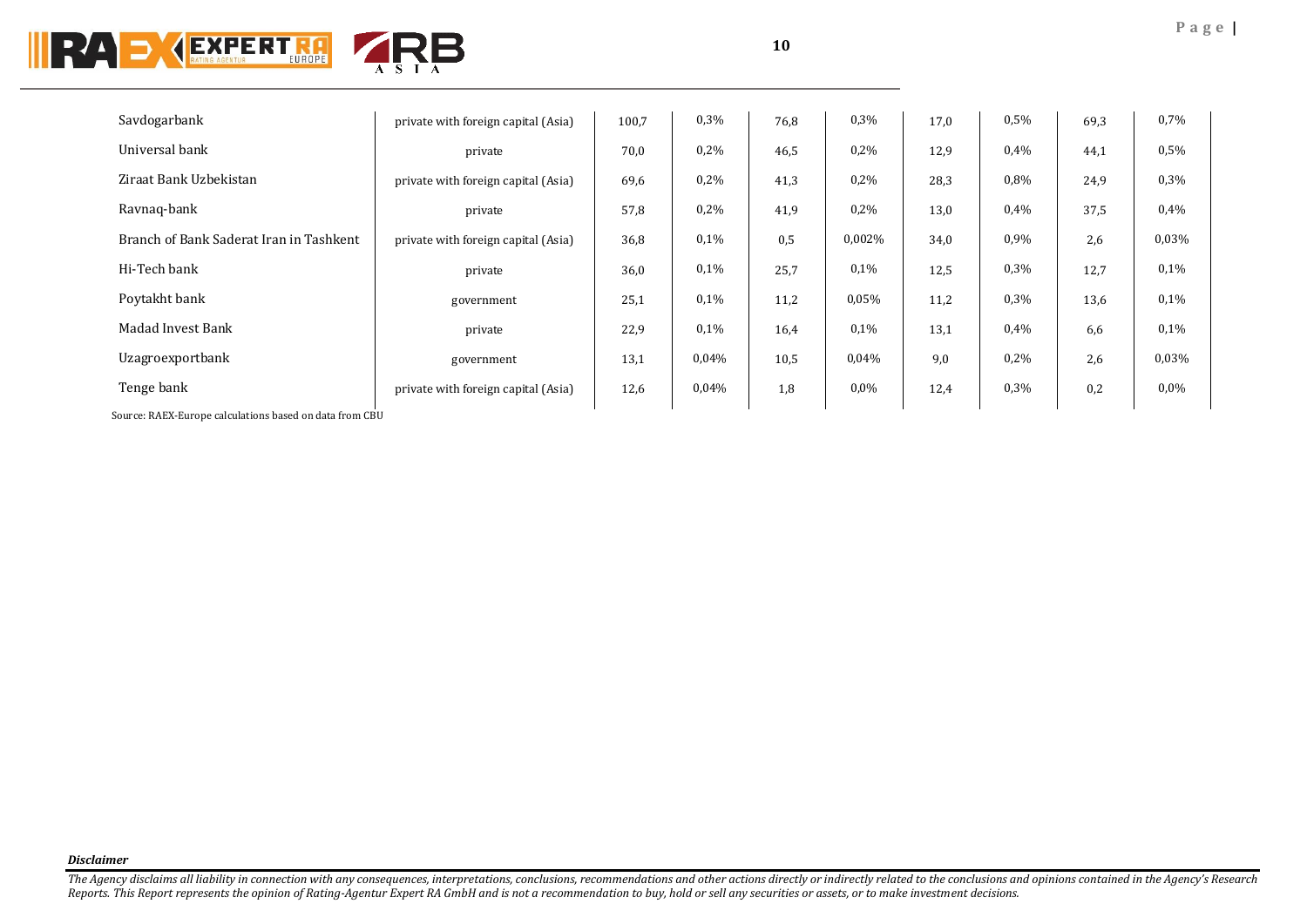| | | | | | | | | | |
|---|---|---|---|---|---|---|---|---|---|
| Savdogarbank | private with foreign capital (Asia) | 100,7 | 0,3% | 76,8 | 0,3% | 17,0 | 0,5% | 69,3 | 0,7% |
| Universal bank | private | 70,0 | 0,2% | 46,5 | 0,2% | 12,9 | 0,4% | 44,1 | 0,5% |
| Ziraat Bank Uzbekistan | private with foreign capital (Asia) | 69,6 | 0,2% | 41,3 | 0,2% | 28,3 | 0,8% | 24,9 | 0,3% |
| Ravnaq-bank | private | 57,8 | 0,2% | 41,9 | 0,2% | 13,0 | 0,4% | 37,5 | 0,4% |
| Branch of Bank Saderat Iran in Tashkent | private with foreign capital (Asia) | 36,8 | 0,1% | 0,5 | 0,002% | 34,0 | 0,9% | 2,6 | 0,03% |
| Hi-Tech bank | private | 36,0 | 0,1% | 25,7 | 0,1% | 12,5 | 0,3% | 12,7 | 0,1% |
| Poytakht bank | government | 25,1 | 0,1% | 11,2 | 0,05% | 11,2 | 0,3% | 13,6 | 0,1% |
| Madad Invest Bank | private | 22,9 | 0,1% | 16,4 | 0,1% | 13,1 | 0,4% | 6,6 | 0,1% |
| Uzagroexportbank | government | 13,1 | 0,04% | 10,5 | 0,04% | 9,0 | 0,2% | 2,6 | 0,03% |
| Tenge bank | private with foreign capital (Asia) | 12,6 | 0,04% | 1,8 | 0,0% | 12,4 | 0,3% | 0,2 | 0,0% |

Source: RAEX-Europe calculations based on data from CBU

***Disclaimer***

*The Agency disclaims all liability in connection with any consequences, interpretations, conclusions, recommendations and other actions directly or indirectly related to the conclusions and opinions contained in the Agency's Research Reports. This Report represents the opinion of Rating-Agentur Expert RA GmbH and is not a recommendation to buy, hold or sell any securities or assets, or to make investment decisions.*